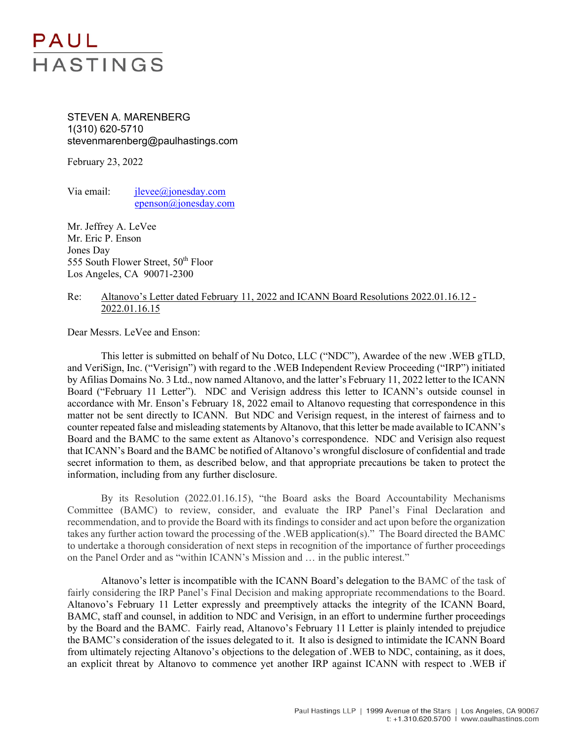PAUL
HASTINGS

STEVEN A. MARENBERG
1(310) 620-5710
stevenmarenberg@paulhastings.com

February 23, 2022

Via email: jlevee@jonesday.com
epenson@jonesday.com

Mr. Jeffrey A. LeVee
Mr. Eric P. Enson
Jones Day
555 South Flower Street, 50th Floor
Los Angeles, CA 90071-2300

Re: Altanovo's Letter dated February 11, 2022 and ICANN Board Resolutions 2022.01.16.12 - 2022.01.16.15

Dear Messrs. LeVee and Enson:

This letter is submitted on behalf of Nu Dotco, LLC ("NDC"), Awardee of the new .WEB gTLD, and VeriSign, Inc. ("Verisign") with regard to the .WEB Independent Review Proceeding ("IRP") initiated by Afilias Domains No. 3 Ltd., now named Altanovo, and the latter's February 11, 2022 letter to the ICANN Board ("February 11 Letter"). NDC and Verisign address this letter to ICANN's outside counsel in accordance with Mr. Enson's February 18, 2022 email to Altanovo requesting that correspondence in this matter not be sent directly to ICANN. But NDC and Verisign request, in the interest of fairness and to counter repeated false and misleading statements by Altanovo, that this letter be made available to ICANN's Board and the BAMC to the same extent as Altanovo's correspondence. NDC and Verisign also request that ICANN's Board and the BAMC be notified of Altanovo's wrongful disclosure of confidential and trade secret information to them, as described below, and that appropriate precautions be taken to protect the information, including from any further disclosure.

By its Resolution (2022.01.16.15), "the Board asks the Board Accountability Mechanisms Committee (BAMC) to review, consider, and evaluate the IRP Panel's Final Declaration and recommendation, and to provide the Board with its findings to consider and act upon before the organization takes any further action toward the processing of the .WEB application(s)." The Board directed the BAMC to undertake a thorough consideration of next steps in recognition of the importance of further proceedings on the Panel Order and as "within ICANN's Mission and … in the public interest."

Altanovo's letter is incompatible with the ICANN Board's delegation to the BAMC of the task of fairly considering the IRP Panel's Final Decision and making appropriate recommendations to the Board. Altanovo's February 11 Letter expressly and preemptively attacks the integrity of the ICANN Board, BAMC, staff and counsel, in addition to NDC and Verisign, in an effort to undermine further proceedings by the Board and the BAMC. Fairly read, Altanovo's February 11 Letter is plainly intended to prejudice the BAMC's consideration of the issues delegated to it. It also is designed to intimidate the ICANN Board from ultimately rejecting Altanovo's objections to the delegation of .WEB to NDC, containing, as it does, an explicit threat by Altanovo to commence yet another IRP against ICANN with respect to .WEB if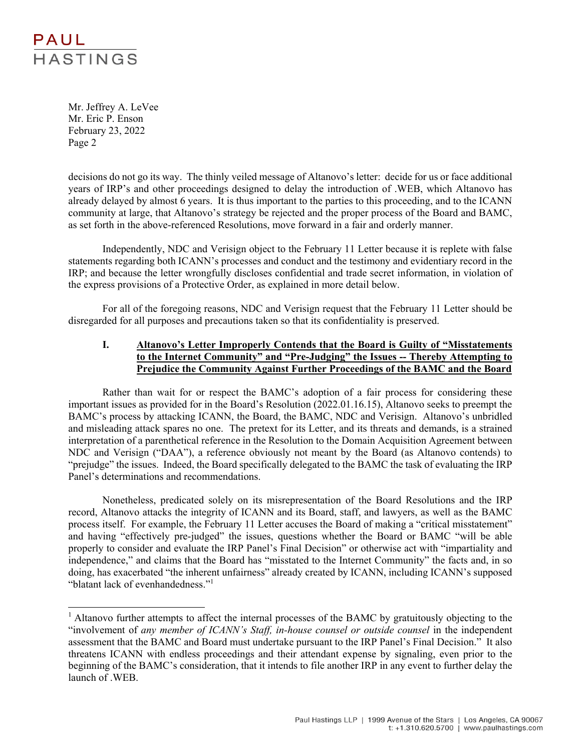decisions do not go its way. The thinly veiled message of Altanovo's letter: decide for us or face additional years of IRP's and other proceedings designed to delay the introduction of .WEB, which Altanovo has already delayed by almost 6 years. It is thus important to the parties to this proceeding, and to the ICANN community at large, that Altanovo's strategy be rejected and the proper process of the Board and BAMC, as set forth in the above-referenced Resolutions, move forward in a fair and orderly manner.

Independently, NDC and Verisign object to the February 11 Letter because it is replete with false statements regarding both ICANN's processes and conduct and the testimony and evidentiary record in the IRP; and because the letter wrongfully discloses confidential and trade secret information, in violation of the express provisions of a Protective Order, as explained in more detail below.

For all of the foregoing reasons, NDC and Verisign request that the February 11 Letter should be disregarded for all purposes and precautions taken so that its confidentiality is preserved.

## I. Altanovo's Letter Improperly Contends that the Board is Guilty of "Misstatements to the Internet Community" and "Pre-Judging" the Issues -- Thereby Attempting to Prejudice the Community Against Further Proceedings of the BAMC and the Board

Rather than wait for or respect the BAMC's adoption of a fair process for considering these important issues as provided for in the Board's Resolution (2022.01.16.15), Altanovo seeks to preempt the BAMC's process by attacking ICANN, the Board, the BAMC, NDC and Verisign. Altanovo's unbridled and misleading attack spares no one. The pretext for its Letter, and its threats and demands, is a strained interpretation of a parenthetical reference in the Resolution to the Domain Acquisition Agreement between NDC and Verisign ("DAA"), a reference obviously not meant by the Board (as Altanovo contends) to "prejudge" the issues. Indeed, the Board specifically delegated to the BAMC the task of evaluating the IRP Panel's determinations and recommendations.

Nonetheless, predicated solely on its misrepresentation of the Board Resolutions and the IRP record, Altanovo attacks the integrity of ICANN and its Board, staff, and lawyers, as well as the BAMC process itself. For example, the February 11 Letter accuses the Board of making a "critical misstatement" and having "effectively pre-judged" the issues, questions whether the Board or BAMC "will be able properly to consider and evaluate the IRP Panel's Final Decision" or otherwise act with "impartiality and independence," and claims that the Board has "misstated to the Internet Community" the facts and, in so doing, has exacerbated "the inherent unfairness" already created by ICANN, including ICANN's supposed "blatant lack of evenhandedness."[1]

---

[1] Altanovo further attempts to affect the internal processes of the BAMC by gratuitously objecting to the "involvement of *any member of ICANN's Staff, in-house counsel or outside counsel* in the independent assessment that the BAMC and Board must undertake pursuant to the IRP Panel's Final Decision." It also threatens ICANN with endless proceedings and their attendant expense by signaling, even prior to the beginning of the BAMC's consideration, that it intends to file another IRP in any event to further delay the launch of .WEB.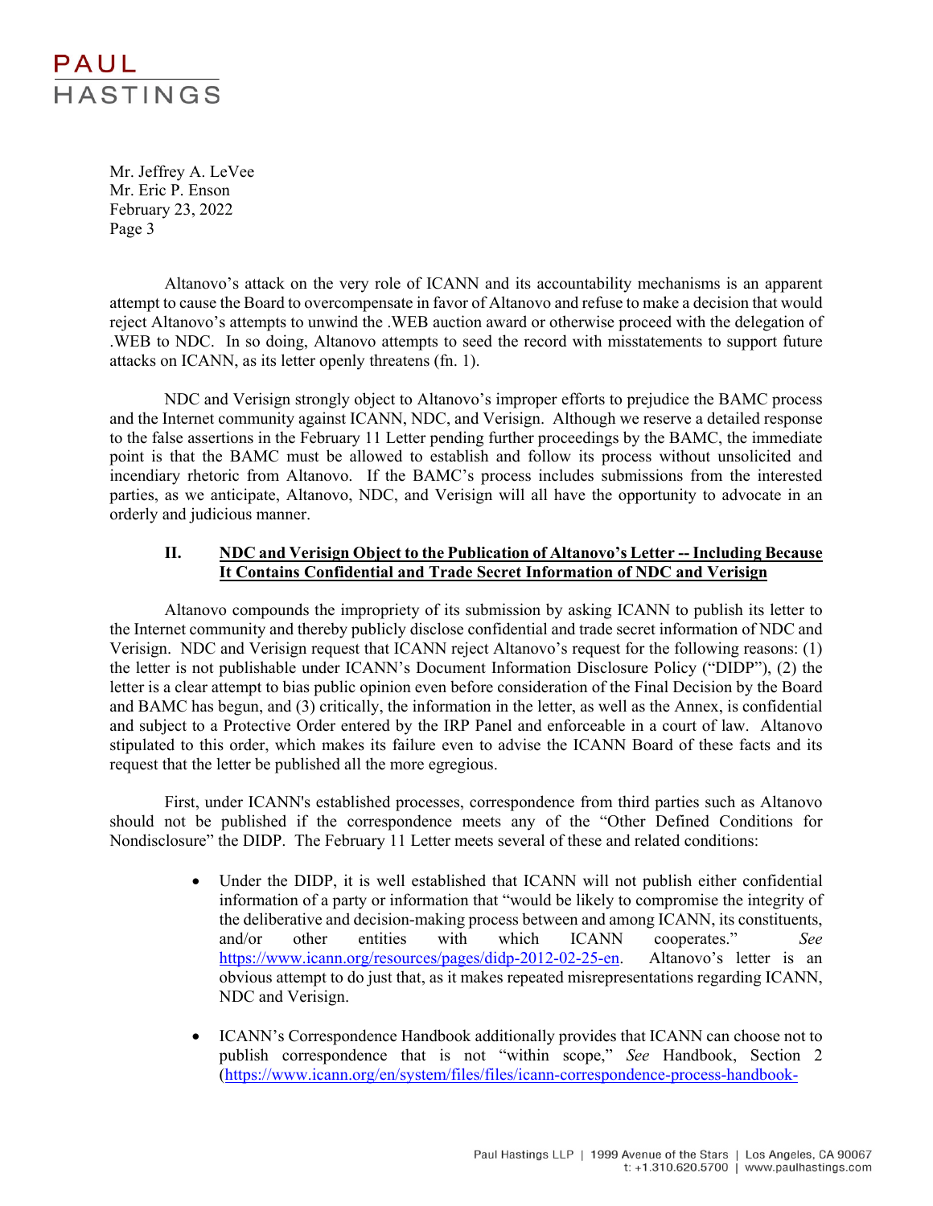Altanovo's attack on the very role of ICANN and its accountability mechanisms is an apparent attempt to cause the Board to overcompensate in favor of Altanovo and refuse to make a decision that would reject Altanovo's attempts to unwind the .WEB auction award or otherwise proceed with the delegation of .WEB to NDC. In so doing, Altanovo attempts to seed the record with misstatements to support future attacks on ICANN, as its letter openly threatens (fn. 1).

NDC and Verisign strongly object to Altanovo's improper efforts to prejudice the BAMC process and the Internet community against ICANN, NDC, and Verisign. Although we reserve a detailed response to the false assertions in the February 11 Letter pending further proceedings by the BAMC, the immediate point is that the BAMC must be allowed to establish and follow its process without unsolicited and incendiary rhetoric from Altanovo. If the BAMC's process includes submissions from the interested parties, as we anticipate, Altanovo, NDC, and Verisign will all have the opportunity to advocate in an orderly and judicious manner.

## II. NDC and Verisign Object to the Publication of Altanovo's Letter -- Including Because It Contains Confidential and Trade Secret Information of NDC and Verisign

Altanovo compounds the impropriety of its submission by asking ICANN to publish its letter to the Internet community and thereby publicly disclose confidential and trade secret information of NDC and Verisign. NDC and Verisign request that ICANN reject Altanovo's request for the following reasons: (1) the letter is not publishable under ICANN's Document Information Disclosure Policy ("DIDP"), (2) the letter is a clear attempt to bias public opinion even before consideration of the Final Decision by the Board and BAMC has begun, and (3) critically, the information in the letter, as well as the Annex, is confidential and subject to a Protective Order entered by the IRP Panel and enforceable in a court of law. Altanovo stipulated to this order, which makes its failure even to advise the ICANN Board of these facts and its request that the letter be published all the more egregious.

First, under ICANN's established processes, correspondence from third parties such as Altanovo should not be published if the correspondence meets any of the "Other Defined Conditions for Nondisclosure" the DIDP. The February 11 Letter meets several of these and related conditions:

- Under the DIDP, it is well established that ICANN will not publish either confidential information of a party or information that "would be likely to compromise the integrity of the deliberative and decision-making process between and among ICANN, its constituents, and/or other entities with which ICANN cooperates." *See* https://www.icann.org/resources/pages/didp-2012-02-25-en. Altanovo's letter is an obvious attempt to do just that, as it makes repeated misrepresentations regarding ICANN, NDC and Verisign.

- ICANN's Correspondence Handbook additionally provides that ICANN can choose not to publish correspondence that is not "within scope," *See* Handbook, Section 2 (https://www.icann.org/en/system/files/files/icann-correspondence-process-handbook-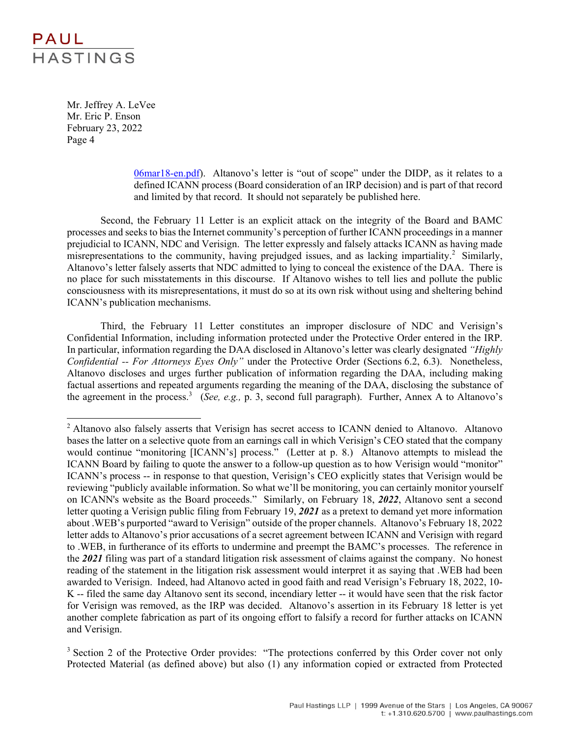Mr. Jeffrey A. LeVee
Mr. Eric P. Enson
February 23, 2022

> 06mar18-en.pdf). Altanovo's letter is "out of scope" under the DIDP, as it relates to a defined ICANN process (Board consideration of an IRP decision) and is part of that record and limited by that record. It should not separately be published here.

Second, the February 11 Letter is an explicit attack on the integrity of the Board and BAMC processes and seeks to bias the Internet community's perception of further ICANN proceedings in a manner prejudicial to ICANN, NDC and Verisign. The letter expressly and falsely attacks ICANN as having made misrepresentations to the community, having prejudged issues, and as lacking impartiality.[2] Similarly, Altanovo's letter falsely asserts that NDC admitted to lying to conceal the existence of the DAA. There is no place for such misstatements in this discourse. If Altanovo wishes to tell lies and pollute the public consciousness with its misrepresentations, it must do so at its own risk without using and sheltering behind ICANN's publication mechanisms.

Third, the February 11 Letter constitutes an improper disclosure of NDC and Verisign's Confidential Information, including information protected under the Protective Order entered in the IRP. In particular, information regarding the DAA disclosed in Altanovo's letter was clearly designated *"Highly Confidential -- For Attorneys Eyes Only"* under the Protective Order (Sections 6.2, 6.3). Nonetheless, Altanovo discloses and urges further publication of information regarding the DAA, including making factual assertions and repeated arguments regarding the meaning of the DAA, disclosing the substance of the agreement in the process.[3] (*See, e.g.,* p. 3, second full paragraph). Further, Annex A to Altanovo's

---

[2] Altanovo also falsely asserts that Verisign has secret access to ICANN denied to Altanovo. Altanovo bases the latter on a selective quote from an earnings call in which Verisign's CEO stated that the company would continue "monitoring [ICANN's] process." (Letter at p. 8.) Altanovo attempts to mislead the ICANN Board by failing to quote the answer to a follow-up question as to how Verisign would "monitor" ICANN's process -- in response to that question, Verisign's CEO explicitly states that Verisign would be reviewing "publicly available information. So what we'll be monitoring, you can certainly monitor yourself on ICANN's website as the Board proceeds." Similarly, on February 18, ***2022***, Altanovo sent a second letter quoting a Verisign public filing from February 19, ***2021*** as a pretext to demand yet more information about .WEB's purported "award to Verisign" outside of the proper channels. Altanovo's February 18, 2022 letter adds to Altanovo's prior accusations of a secret agreement between ICANN and Verisign with regard to .WEB, in furtherance of its efforts to undermine and preempt the BAMC's processes. The reference in the ***2021*** filing was part of a standard litigation risk assessment of claims against the company. No honest reading of the statement in the litigation risk assessment would interpret it as saying that .WEB had been awarded to Verisign. Indeed, had Altanovo acted in good faith and read Verisign's February 18, 2022, 10-K -- filed the same day Altanovo sent its second, incendiary letter -- it would have seen that the risk factor for Verisign was removed, as the IRP was decided. Altanovo's assertion in its February 18 letter is yet another complete fabrication as part of its ongoing effort to falsify a record for further attacks on ICANN and Verisign.

[3] Section 2 of the Protective Order provides: "The protections conferred by this Order cover not only Protected Material (as defined above) but also (1) any information copied or extracted from Protected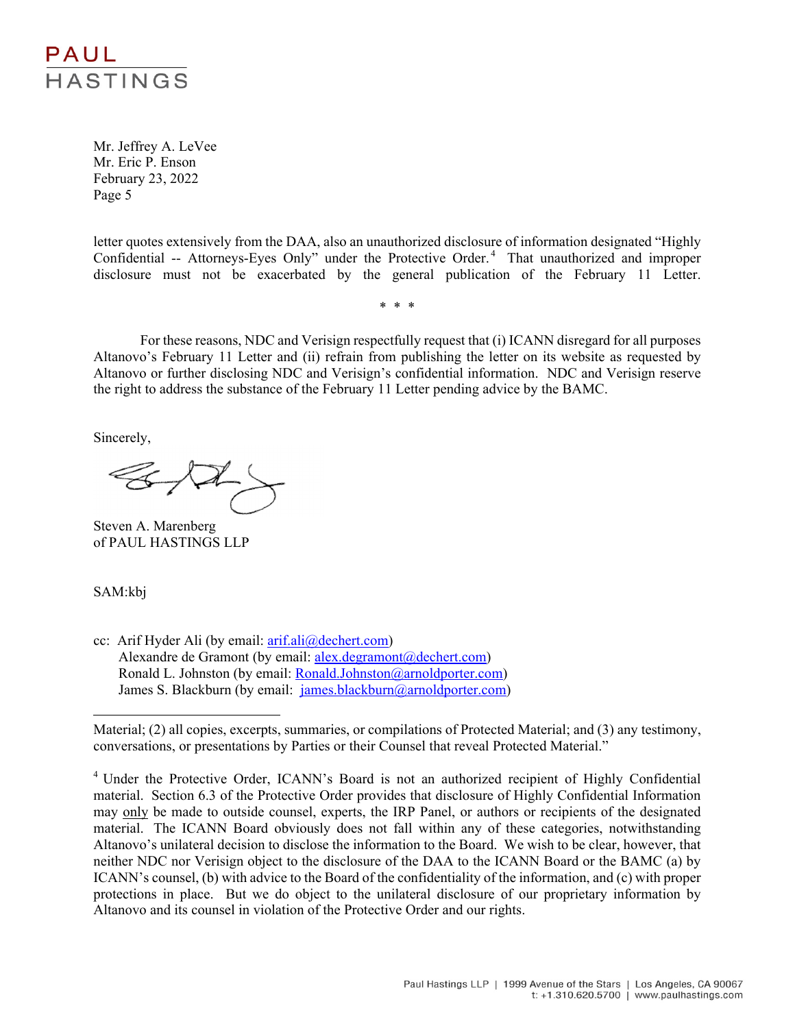letter quotes extensively from the DAA, also an unauthorized disclosure of information designated "Highly Confidential -- Attorneys-Eyes Only" under the Protective Order.[4] That unauthorized and improper disclosure must not be exacerbated by the general publication of the February 11 Letter.

\* \* \*

For these reasons, NDC and Verisign respectfully request that (i) ICANN disregard for all purposes Altanovo's February 11 Letter and (ii) refrain from publishing the letter on its website as requested by Altanovo or further disclosing NDC and Verisign's confidential information. NDC and Verisign reserve the right to address the substance of the February 11 Letter pending advice by the BAMC.

Sincerely,

Steven A. Marenberg
of PAUL HASTINGS LLP

SAM:kbj

cc: Arif Hyder Ali (by email: arif.ali@dechert.com)
Alexandre de Gramont (by email: alex.degramont@dechert.com)
Ronald L. Johnston (by email: Ronald.Johnston@arnoldporter.com)
James S. Blackburn (by email: james.blackburn@arnoldporter.com)

---

Material; (2) all copies, excerpts, summaries, or compilations of Protected Material; and (3) any testimony, conversations, or presentations by Parties or their Counsel that reveal Protected Material."

[4] Under the Protective Order, ICANN's Board is not an authorized recipient of Highly Confidential material. Section 6.3 of the Protective Order provides that disclosure of Highly Confidential Information may only be made to outside counsel, experts, the IRP Panel, or authors or recipients of the designated material. The ICANN Board obviously does not fall within any of these categories, notwithstanding Altanovo's unilateral decision to disclose the information to the Board. We wish to be clear, however, that neither NDC nor Verisign object to the disclosure of the DAA to the ICANN Board or the BAMC (a) by ICANN's counsel, (b) with advice to the Board of the confidentiality of the information, and (c) with proper protections in place. But we do object to the unilateral disclosure of our proprietary information by Altanovo and its counsel in violation of the Protective Order and our rights.